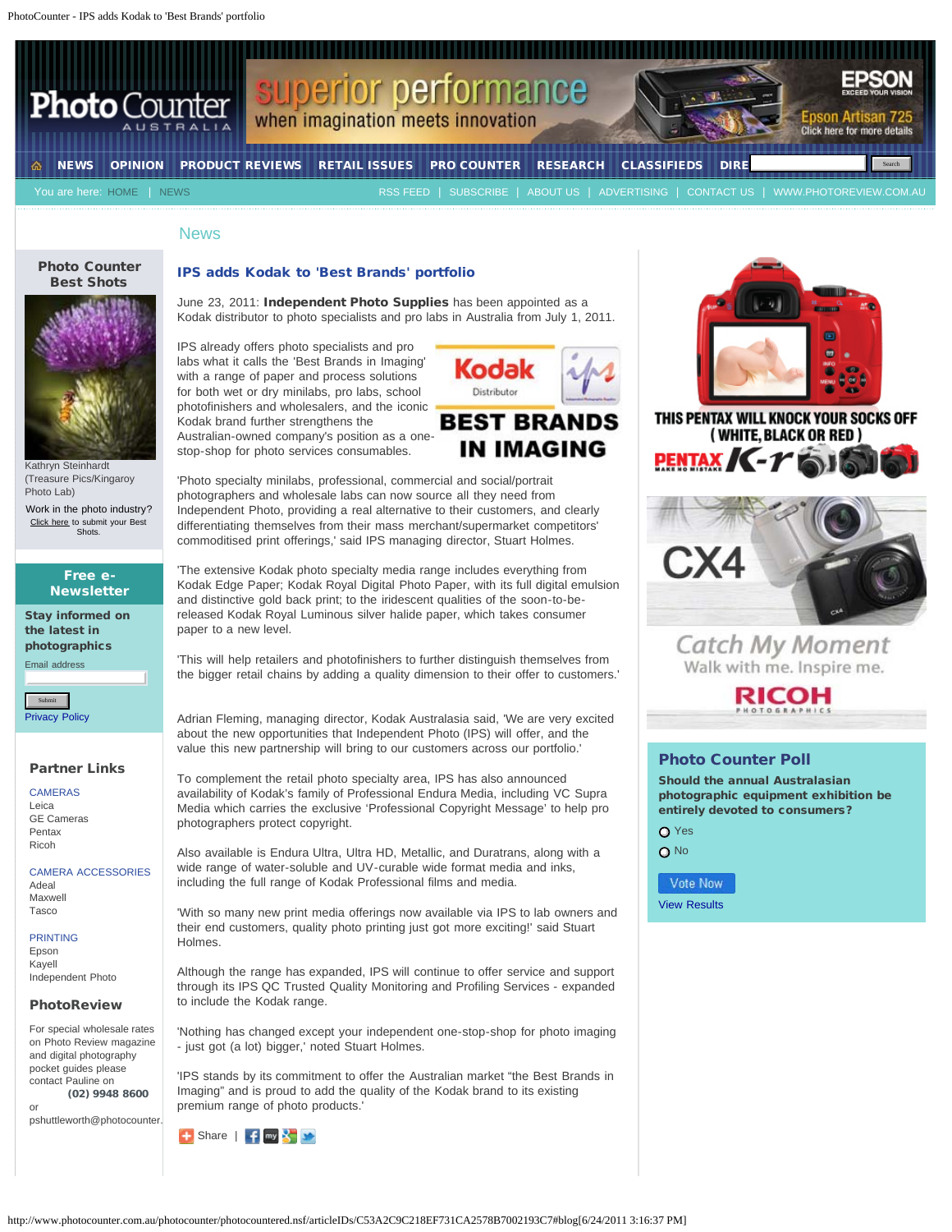# News

## IPS adds Kodak to 'Best Brands' portfolio

June 23, 2011: **Independent Photo Supplies** has been appointed as a Kodak distributor to photo specialists and pro labs in Australia from July 1, 2011.

IPS already offers photo specialists and pro labs what it calls the 'Best Brands in Imaging' with a range of paper and process solutions for both wet or dry minilabs, pro labs, school photofinishers and wholesalers, and the iconic Kodak brand further strengthens the Australian-owned company's position as a one-stop-shop for photo services consumables.

'Photo specialty minilabs, professional, commercial and social/portrait photographers and wholesale labs can now source all they need from Independent Photo, providing a real alternative to their customers, and clearly differentiating themselves from their mass merchant/supermarket competitors' commoditised print offerings,' said IPS managing director, Stuart Holmes.

'The extensive Kodak photo specialty media range includes everything from Kodak Edge Paper; Kodak Royal Digital Photo Paper, with its full digital emulsion and distinctive gold back print; to the iridescent qualities of the soon-to-be-released Kodak Royal Luminous silver halide paper, which takes consumer paper to a new level.

'This will help retailers and photofinishers to further distinguish themselves from the bigger retail chains by adding a quality dimension to their offer to customers.'

Adrian Fleming, managing director, Kodak Australasia said, 'We are very excited about the new opportunities that Independent Photo (IPS) will offer, and the value this new partnership will bring to our customers across our portfolio.'

To complement the retail photo specialty area, IPS has also announced availability of Kodak's family of Professional Endura Media, including VC Supra Media which carries the exclusive 'Professional Copyright Message' to help pro photographers protect copyright.

Also available is Endura Ultra, Ultra HD, Metallic, and Duratrans, along with a wide range of water-soluble and UV-curable wide format media and inks, including the full range of Kodak Professional films and media.

'With so many new print media offerings now available via IPS to lab owners and their end customers, quality photo printing just got more exciting!' said Stuart Holmes.

Although the range has expanded, IPS will continue to offer service and support through its IPS QC Trusted Quality Monitoring and Profiling Services - expanded to include the Kodak range.

'Nothing has changed except your independent one-stop-shop for photo imaging - just got (a lot) bigger,' noted Stuart Holmes.

'IPS stands by its commitment to offer the Australian market "the Best Brands in Imaging" and is proud to add the quality of the Kodak brand to its existing premium range of photo products.'

Share |

### Photo Counter Best Shots

Kathryn Steinhardt (Treasure Pics/Kingaroy Photo Lab)

Work in the photo industry? Click here to submit your Best Shots.

### Free e-Newsletter

**Stay informed on the latest in photographics**

Email address

Submit

Privacy Policy

### Partner Links

CAMERAS
- Leica
- GE Cameras
- Pentax
- Ricoh

CAMERA ACCESSORIES
- Adeal
- Maxwell
- Tasco

PRINTING
- Epson
- Kayell
- Independent Photo

### PhotoReview

For special wholesale rates on Photo Review magazine and digital photography pocket guides please contact Pauline on **(02) 9948 8600** or pshuttleworth@photocounter.

### Photo Counter Poll

**Should the annual Australasian photographic equipment exhibition be entirely devoted to consumers?**

- Yes
- No

Vote Now

View Results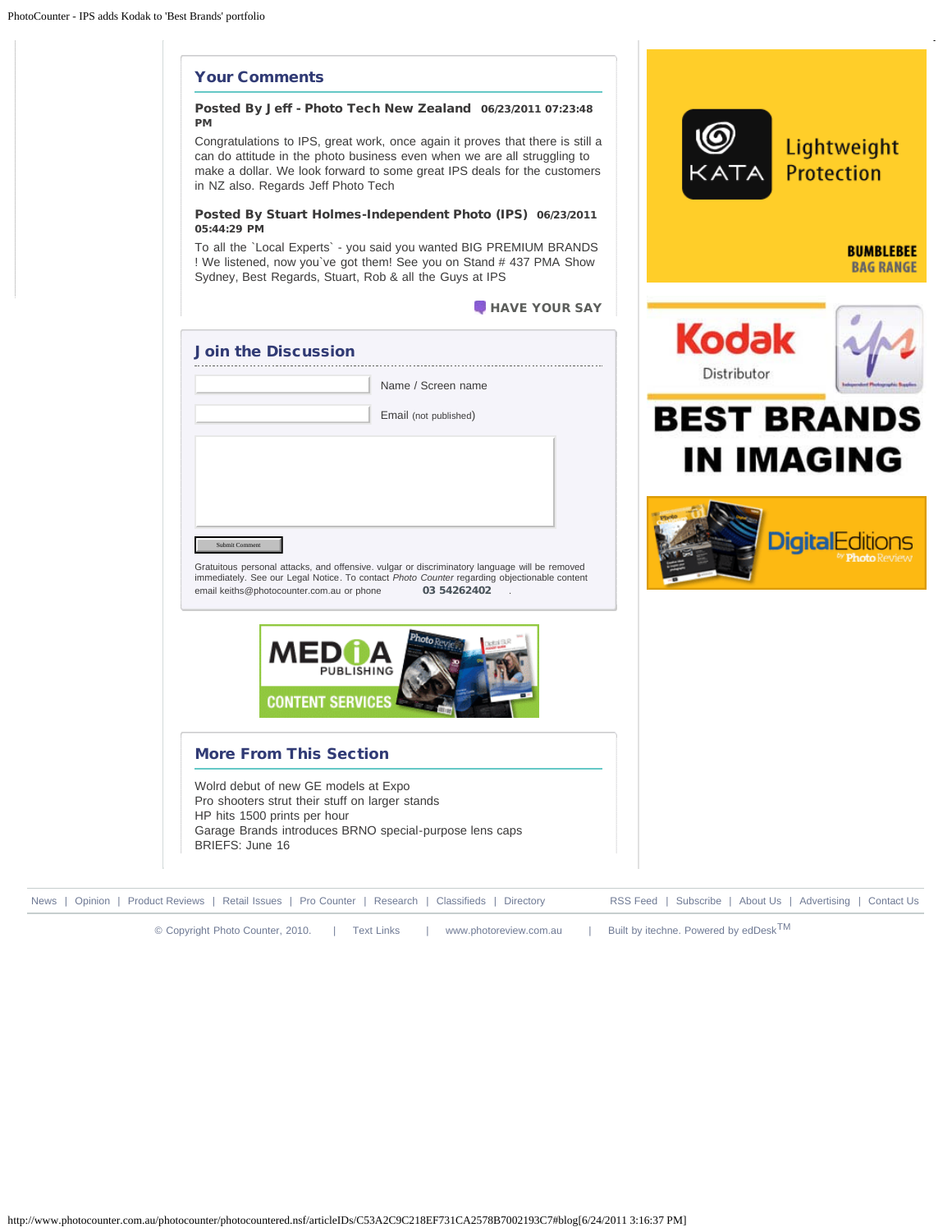## Your Comments

**Posted By Jeff - Photo Tech New Zealand 06/23/2011 07:23:48 PM**

Congratulations to IPS, great work, once again it proves that there is still a can do attitude in the photo business even when we are all struggling to make a dollar. We look forward to some great IPS deals for the customers in NZ also. Regards Jeff Photo Tech

**Posted By Stuart Holmes-Independent Photo (IPS) 06/23/2011 05:44:29 PM**

To all the `Local Experts` - you said you wanted BIG PREMIUM BRANDS ! We listened, now you`ve got them! See you on Stand # 437 PMA Show Sydney, Best Regards, Stuart, Rob & all the Guys at IPS

**HAVE YOUR SAY**

## Join the Discussion

Name / Screen name

Email (not published)

Submit Comment

Gratuitous personal attacks, and offensive. vulgar or discriminatory language will be removed immediately. See our Legal Notice. To contact *Photo Counter* regarding objectionable content email keiths@photocounter.com.au or phone **03 54262402** .

## More From This Section

Wolrd debut of new GE models at Expo
Pro shooters strut their stuff on larger stands
HP hits 1500 prints per hour
Garage Brands introduces BRNO special-purpose lens caps
BRIEFS: June 16

News | Opinion | Product Reviews | Retail Issues | Pro Counter | Research | Classifieds | Directory RSS Feed | Subscribe | About Us | Advertising | Contact Us

© Copyright Photo Counter, 2010. | Text Links | www.photoreview.com.au | Built by itechne. Powered by edDesk™